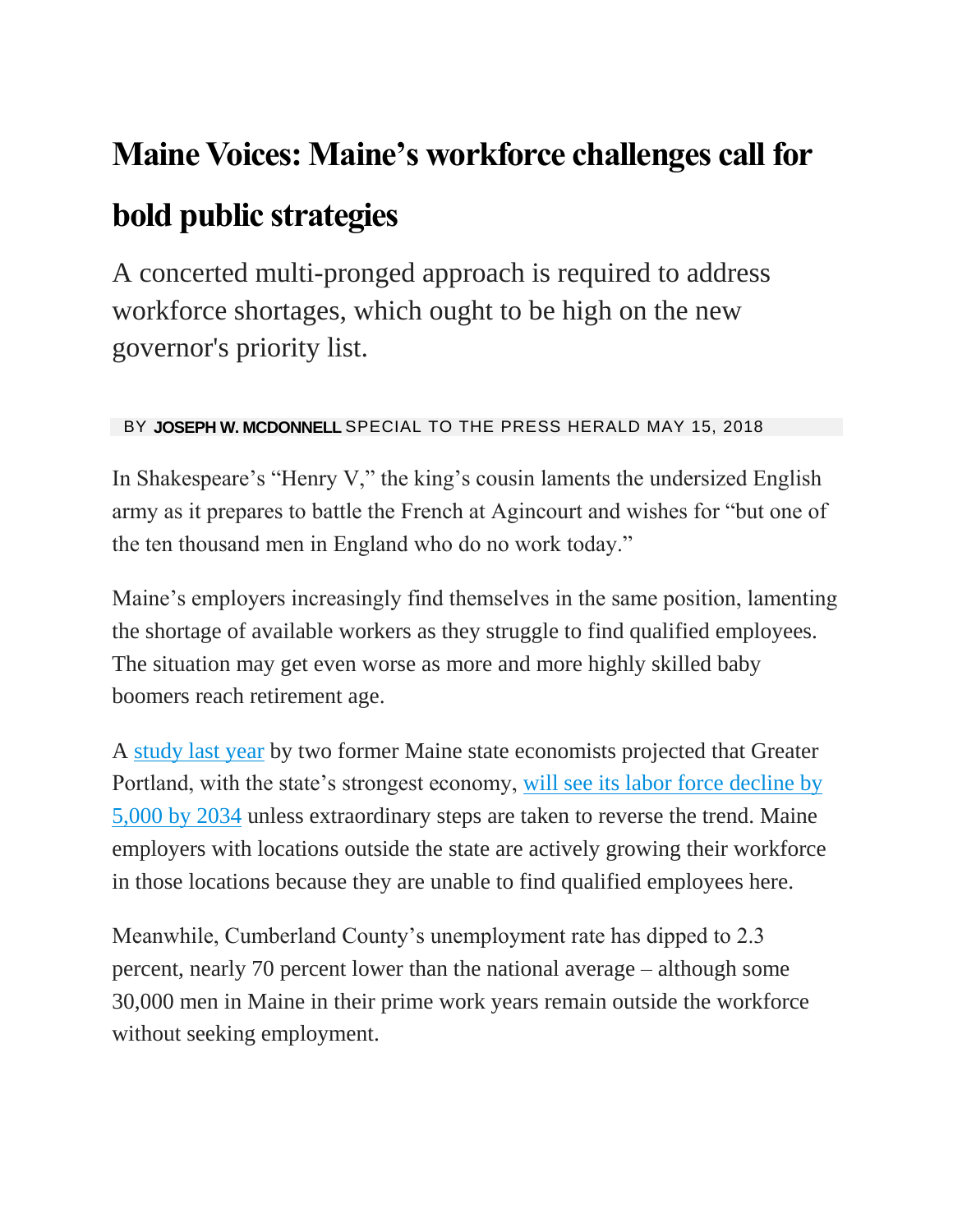# Maine Voices: Maine's workforce challenges call for bold public strategies

A concerted multi-pronged approach is required to address workforce shortages, which ought to be high on the new governor's priority list.

BY **JOSEPH W. MCDONNELL** SPECIAL TO THE PRESS HERALD MAY 15, 2018

In Shakespeare's "Henry V," the king's cousin laments the undersized English army as it prepares to battle the French at Agincourt and wishes for "but one of the ten thousand men in England who do no work today."

Maine's employers increasingly find themselves in the same position, lamenting the shortage of available workers as they struggle to find qualified employees. The situation may get even worse as more and more highly skilled baby boomers reach retirement age.

A study last year by two former Maine state economists projected that Greater Portland, with the state's strongest economy, will see its labor force decline by 5,000 by 2034 unless extraordinary steps are taken to reverse the trend. Maine employers with locations outside the state are actively growing their workforce in those locations because they are unable to find qualified employees here.

Meanwhile, Cumberland County's unemployment rate has dipped to 2.3 percent, nearly 70 percent lower than the national average – although some 30,000 men in Maine in their prime work years remain outside the workforce without seeking employment.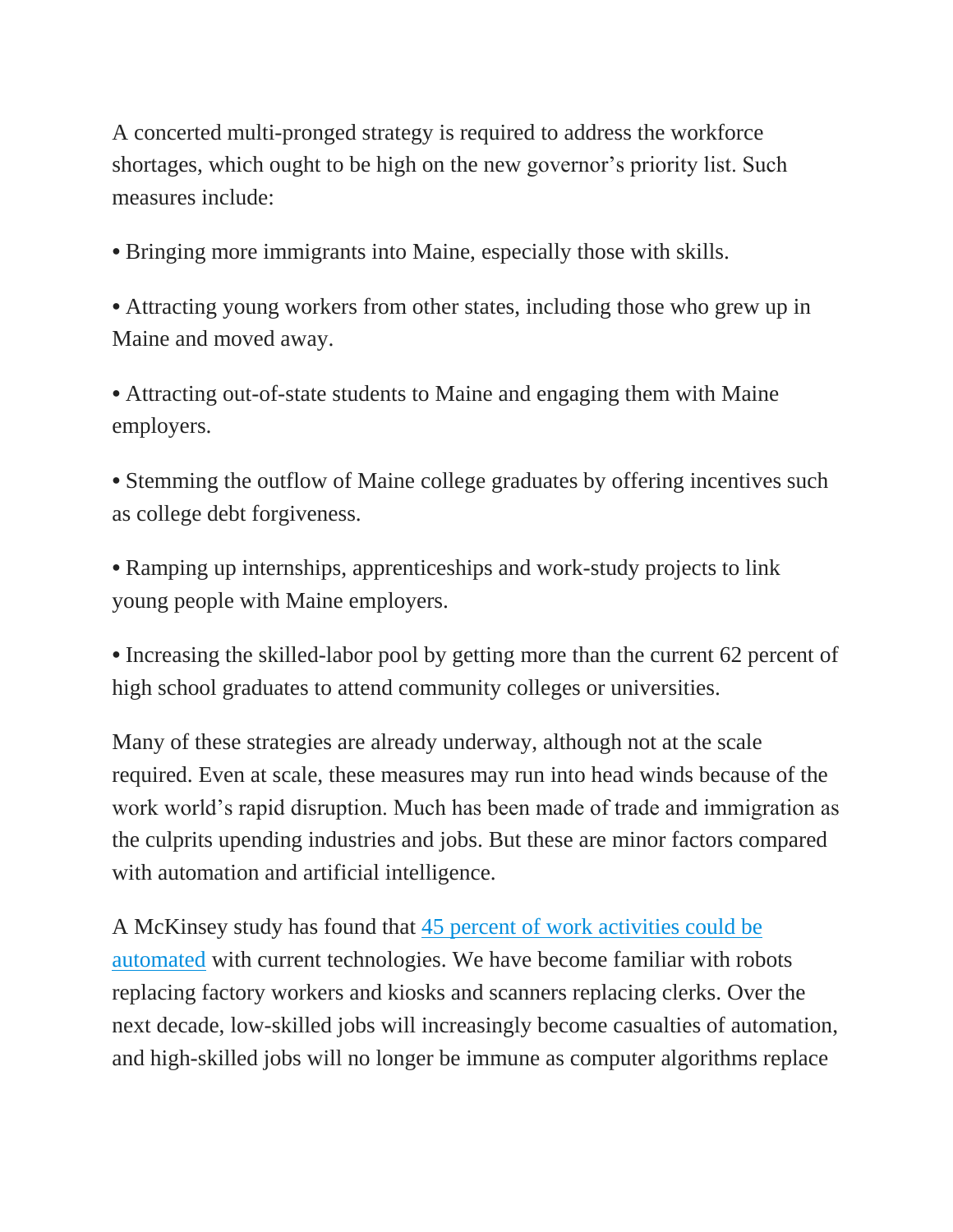A concerted multi-pronged strategy is required to address the workforce shortages, which ought to be high on the new governor's priority list. Such measures include:

• Bringing more immigrants into Maine, especially those with skills.

• Attracting young workers from other states, including those who grew up in Maine and moved away.

• Attracting out-of-state students to Maine and engaging them with Maine employers.

• Stemming the outflow of Maine college graduates by offering incentives such as college debt forgiveness.

• Ramping up internships, apprenticeships and work-study projects to link young people with Maine employers.

• Increasing the skilled-labor pool by getting more than the current 62 percent of high school graduates to attend community colleges or universities.

Many of these strategies are already underway, although not at the scale required. Even at scale, these measures may run into head winds because of the work world's rapid disruption. Much has been made of trade and immigration as the culprits upending industries and jobs. But these are minor factors compared with automation and artificial intelligence.

A McKinsey study has found that [45 percent of work activities could be automated] with current technologies. We have become familiar with robots replacing factory workers and kiosks and scanners replacing clerks. Over the next decade, low-skilled jobs will increasingly become casualties of automation, and high-skilled jobs will no longer be immune as computer algorithms replace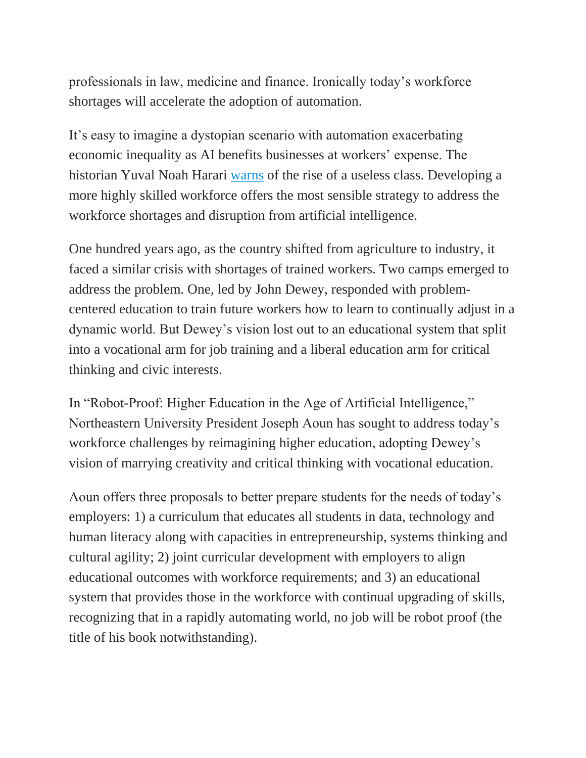professionals in law, medicine and finance. Ironically today's workforce shortages will accelerate the adoption of automation.

It's easy to imagine a dystopian scenario with automation exacerbating economic inequality as AI benefits businesses at workers' expense. The historian Yuval Noah Harari warns of the rise of a useless class. Developing a more highly skilled workforce offers the most sensible strategy to address the workforce shortages and disruption from artificial intelligence.

One hundred years ago, as the country shifted from agriculture to industry, it faced a similar crisis with shortages of trained workers. Two camps emerged to address the problem. One, led by John Dewey, responded with problem-centered education to train future workers how to learn to continually adjust in a dynamic world. But Dewey's vision lost out to an educational system that split into a vocational arm for job training and a liberal education arm for critical thinking and civic interests.

In "Robot-Proof: Higher Education in the Age of Artificial Intelligence," Northeastern University President Joseph Aoun has sought to address today's workforce challenges by reimagining higher education, adopting Dewey's vision of marrying creativity and critical thinking with vocational education.

Aoun offers three proposals to better prepare students for the needs of today's employers: 1) a curriculum that educates all students in data, technology and human literacy along with capacities in entrepreneurship, systems thinking and cultural agility; 2) joint curricular development with employers to align educational outcomes with workforce requirements; and 3) an educational system that provides those in the workforce with continual upgrading of skills, recognizing that in a rapidly automating world, no job will be robot proof (the title of his book notwithstanding).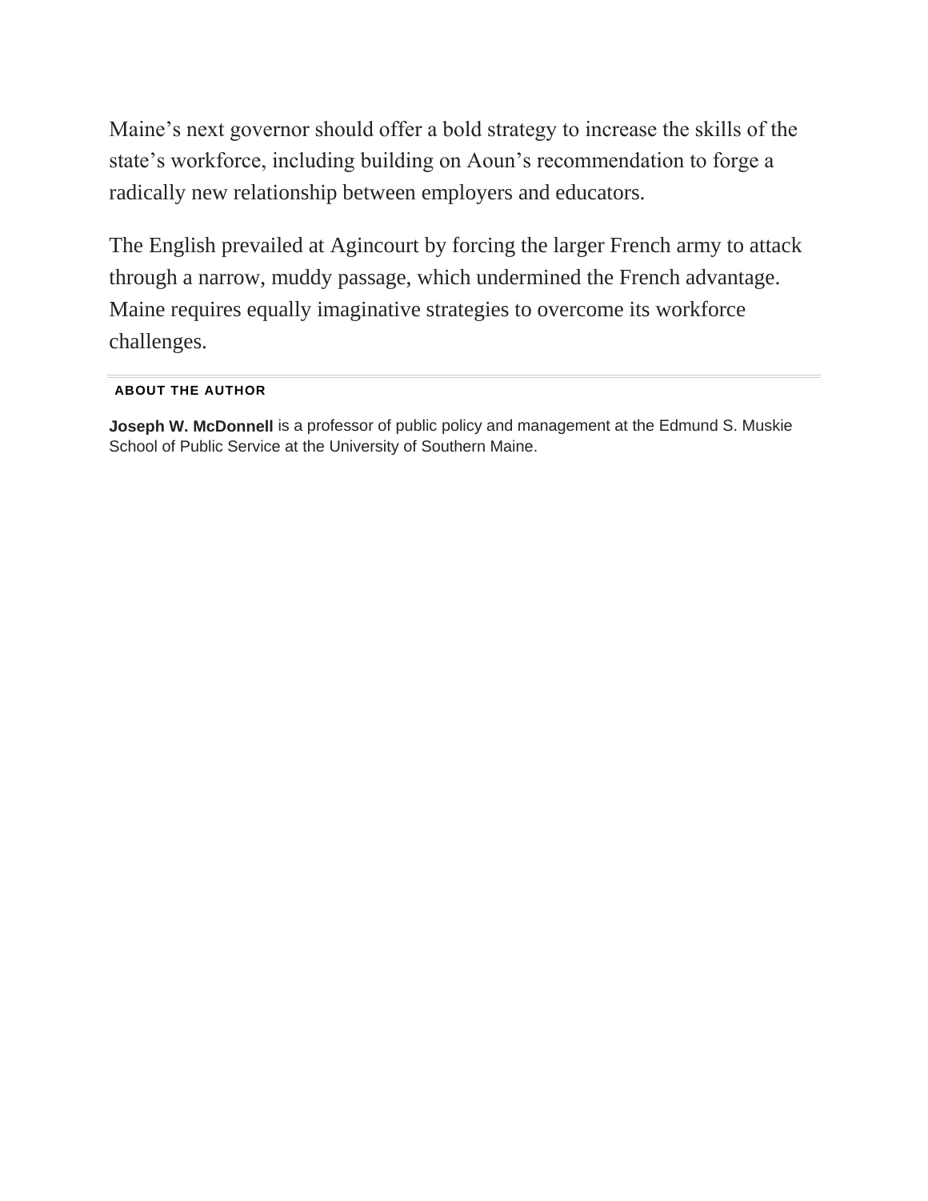Maine’s next governor should offer a bold strategy to increase the skills of the state’s workforce, including building on Aoun’s recommendation to forge a radically new relationship between employers and educators.

The English prevailed at Agincourt by forcing the larger French army to attack through a narrow, muddy passage, which undermined the French advantage. Maine requires equally imaginative strategies to overcome its workforce challenges.

---

**ABOUT THE AUTHOR**

**Joseph W. McDonnell** is a professor of public policy and management at the Edmund S. Muskie School of Public Service at the University of Southern Maine.